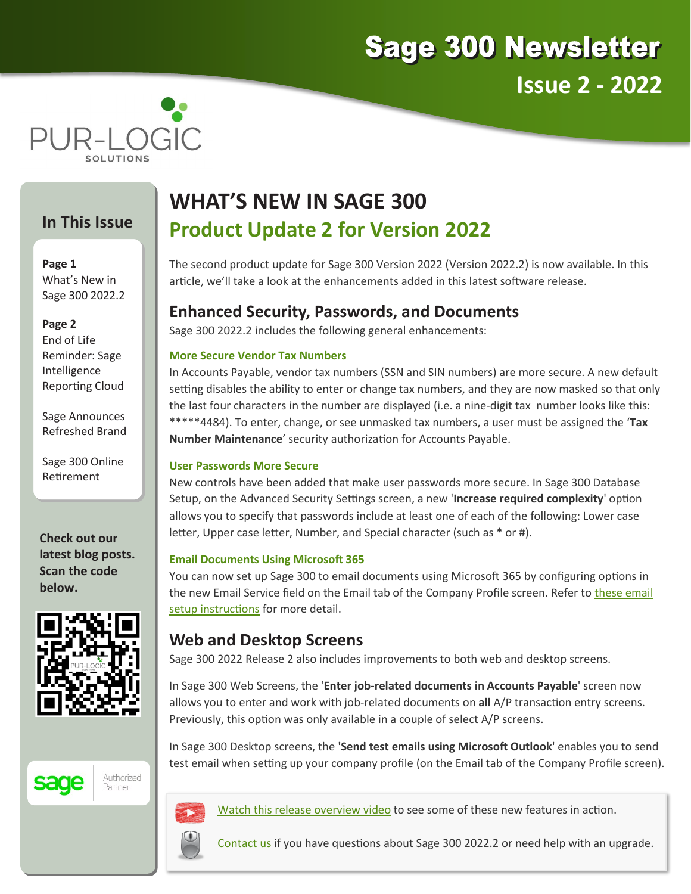# Sage 300 Newsletter

## Issue 2 - 2022

PUR-LOGIC SOLUTIONS

### In This Issue

**Page 1**
What's New in Sage 300 2022.2

**Page 2**
End of Life Reminder: Sage Intelligence Reporting Cloud

Sage Announces Refreshed Brand

Sage 300 Online Retirement

**Check out our latest blog posts. Scan the code below.**

sage Authorized Partner

# WHAT'S NEW IN SAGE 300

## Product Update 2 for Version 2022

The second product update for Sage 300 Version 2022 (Version 2022.2) is now available. In this article, we'll take a look at the enhancements added in this latest software release.

## Enhanced Security, Passwords, and Documents

Sage 300 2022.2 includes the following general enhancements:

### More Secure Vendor Tax Numbers

In Accounts Payable, vendor tax numbers (SSN and SIN numbers) are more secure. A new default setting disables the ability to enter or change tax numbers, and they are now masked so that only the last four characters in the number are displayed (i.e. a nine-digit tax number looks like this: *****4484). To enter, change, or see unmasked tax numbers, a user must be assigned the '**Tax Number Maintenance**' security authorization for Accounts Payable.

### User Passwords More Secure

New controls have been added that make user passwords more secure. In Sage 300 Database Setup, on the Advanced Security Settings screen, a new '**Increase required complexity**' option allows you to specify that passwords include at least one of each of the following: Lower case letter, Upper case letter, Number, and Special character (such as * or #).

### Email Documents Using Microsoft 365

You can now set up Sage 300 to email documents using Microsoft 365 by configuring options in the new Email Service field on the Email tab of the Company Profile screen. Refer to these email setup instructions for more detail.

## Web and Desktop Screens

Sage 300 2022 Release 2 also includes improvements to both web and desktop screens.

In Sage 300 Web Screens, the '**Enter job-related documents in Accounts Payable**' screen now allows you to enter and work with job-related documents on **all** A/P transaction entry screens. Previously, this option was only available in a couple of select A/P screens.

In Sage 300 Desktop screens, the **'Send test emails using Microsoft Outlook**' enables you to send test email when setting up your company profile (on the Email tab of the Company Profile screen).

Watch this release overview video to see some of these new features in action.

Contact us if you have questions about Sage 300 2022.2 or need help with an upgrade.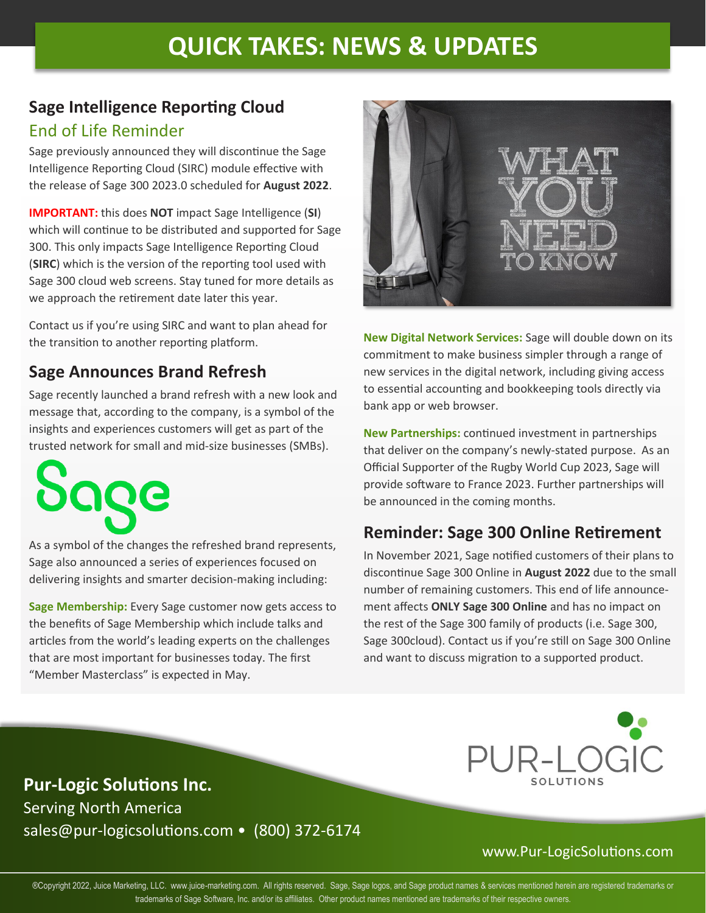# QUICK TAKES: NEWS & UPDATES

## Sage Intelligence Reporting Cloud

### End of Life Reminder

Sage previously announced they will discontinue the Sage Intelligence Reporting Cloud (SIRC) module effective with the release of Sage 300 2023.0 scheduled for **August 2022**.

**IMPORTANT:** this does **NOT** impact Sage Intelligence (**SI**) which will continue to be distributed and supported for Sage 300. This only impacts Sage Intelligence Reporting Cloud (**SIRC**) which is the version of the reporting tool used with Sage 300 cloud web screens. Stay tuned for more details as we approach the retirement date later this year.

Contact us if you're using SIRC and want to plan ahead for the transition to another reporting platform.

## Sage Announces Brand Refresh

Sage recently launched a brand refresh with a new look and message that, according to the company, is a symbol of the insights and experiences customers will get as part of the trusted network for small and mid-size businesses (SMBs).

Sage

As a symbol of the changes the refreshed brand represents, Sage also announced a series of experiences focused on delivering insights and smarter decision-making including:

**Sage Membership:** Every Sage customer now gets access to the benefits of Sage Membership which include talks and articles from the world's leading experts on the challenges that are most important for businesses today. The first "Member Masterclass" is expected in May.

WHAT YOU NEED TO KNOW

**New Digital Network Services:** Sage will double down on its commitment to make business simpler through a range of new services in the digital network, including giving access to essential accounting and bookkeeping tools directly via bank app or web browser.

**New Partnerships:** continued investment in partnerships that deliver on the company's newly-stated purpose. As an Official Supporter of the Rugby World Cup 2023, Sage will provide software to France 2023. Further partnerships will be announced in the coming months.

## Reminder: Sage 300 Online Retirement

In November 2021, Sage notified customers of their plans to discontinue Sage 300 Online in **August 2022** due to the small number of remaining customers. This end of life announcement affects **ONLY Sage 300 Online** and has no impact on the rest of the Sage 300 family of products (i.e. Sage 300, Sage 300cloud). Contact us if you're still on Sage 300 Online and want to discuss migration to a supported product.

**Pur-Logic Solutions Inc.**
Serving North America
sales@pur-logicsolutions.com • (800) 372-6174

PUR-LOGIC SOLUTIONS

www.Pur-LogicSolutions.com

®Copyright 2022, Juice Marketing, LLC. www.juice-marketing.com. All rights reserved. Sage, Sage logos, and Sage product names & services mentioned herein are registered trademarks or trademarks of Sage Software, Inc. and/or its affiliates. Other product names mentioned are trademarks of their respective owners.